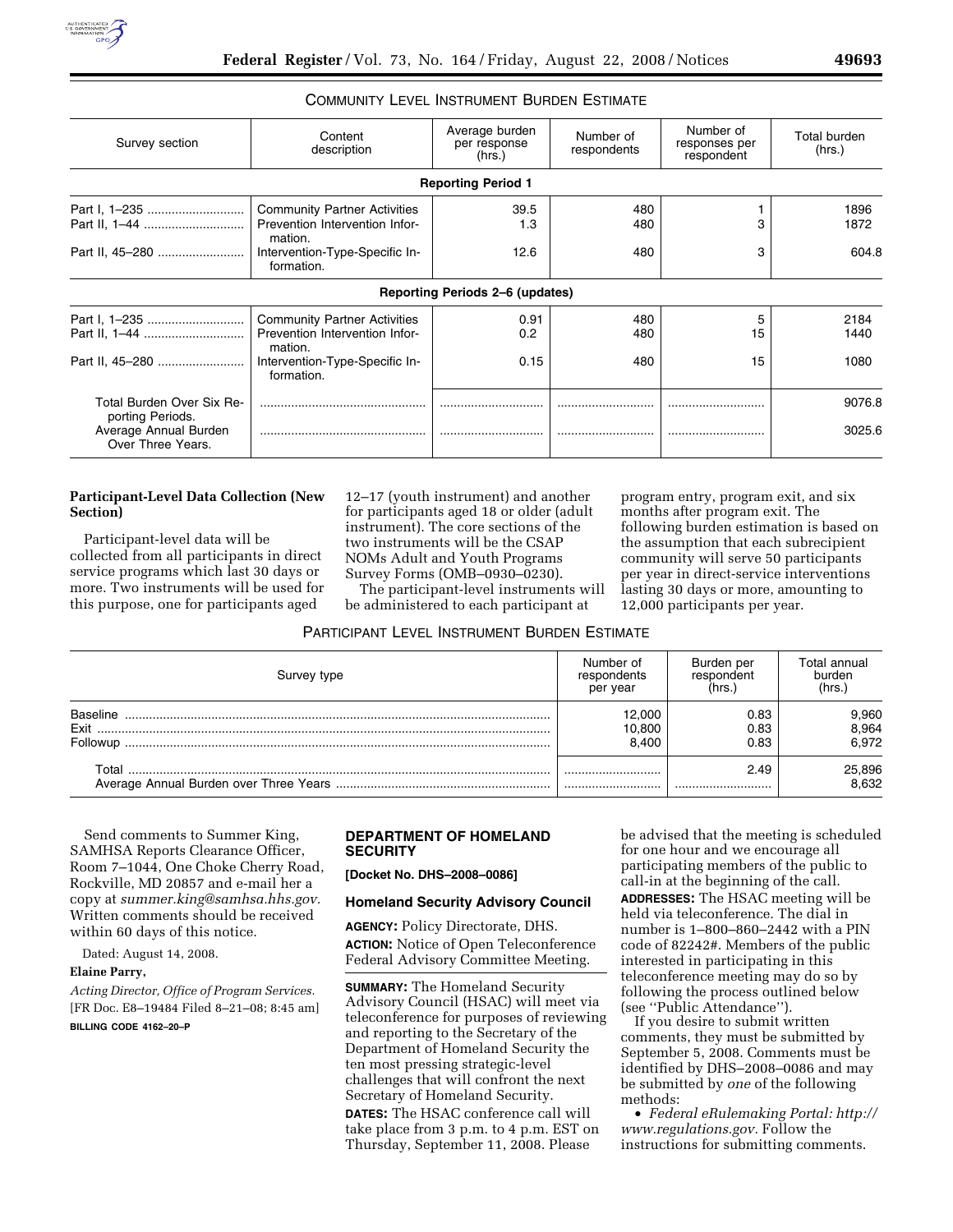### COMMUNITY LEVEL INSTRUMENT BURDEN ESTIMATE

| Survey section | Content description | Average burden per response (hrs.) | Number of respondents | Number of responses per respondent | Total burden (hrs.) |
|---|---|---|---|---|---|
| **Reporting Period 1** | | | | | |
| Part I, 1–235 | Community Partner Activities | 39.5 | 480 | 1 | 1896 |
| Part II, 1–44 | Prevention Intervention Information. | 1.3 | 480 | 3 | 1872 |
| Part II, 45–280 | Intervention-Type-Specific Information. | 12.6 | 480 | 3 | 604.8 |
| **Reporting Periods 2–6 (updates)** | | | | | |
| Part I, 1–235 | Community Partner Activities | 0.91 | 480 | 5 | 2184 |
| Part II, 1–44 | Prevention Intervention Information. | 0.2 | 480 | 15 | 1440 |
| Part II, 45–280 | Intervention-Type-Specific Information. | 0.15 | 480 | 15 | 1080 |
| Total Burden Over Six Reporting Periods. | | | | | 9076.8 |
| Average Annual Burden Over Three Years. | | | | | 3025.6 |

**Participant-Level Data Collection (New Section)**

Participant-level data will be collected from all participants in direct service programs which last 30 days or more. Two instruments will be used for this purpose, one for participants aged 12–17 (youth instrument) and another for participants aged 18 or older (adult instrument). The core sections of the two instruments will be the CSAP NOMs Adult and Youth Programs Survey Forms (OMB–0930–0230).

The participant-level instruments will be administered to each participant at program entry, program exit, and six months after program exit. The following burden estimation is based on the assumption that each subrecipient community will serve 50 participants per year in direct-service interventions lasting 30 days or more, amounting to 12,000 participants per year.

### PARTICIPANT LEVEL INSTRUMENT BURDEN ESTIMATE

| Survey type | Number of respondents per year | Burden per respondent (hrs.) | Total annual burden (hrs.) |
|---|---|---|---|
| Baseline | 12,000 | 0.83 | 9,960 |
| Exit | 10,800 | 0.83 | 8,964 |
| Followup | 8,400 | 0.83 | 6,972 |
| Total | | 2.49 | 25,896 |
| Average Annual Burden over Three Years | | | 8,632 |

Send comments to Summer King, SAMHSA Reports Clearance Officer, Room 7–1044, One Choke Cherry Road, Rockville, MD 20857 and e-mail her a copy at *summer.king@samhsa.hhs.gov.* Written comments should be received within 60 days of this notice.

Dated: August 14, 2008.

**Elaine Parry,**

*Acting Director, Office of Program Services.*

[FR Doc. E8–19484 Filed 8–21–08; 8:45 am]

**BILLING CODE 4162–20–P**

## DEPARTMENT OF HOMELAND SECURITY

**[Docket No. DHS–2008–0086]**

### Homeland Security Advisory Council

**AGENCY:** Policy Directorate, DHS.

**ACTION:** Notice of Open Teleconference Federal Advisory Committee Meeting.

**SUMMARY:** The Homeland Security Advisory Council (HSAC) will meet via teleconference for purposes of reviewing and reporting to the Secretary of the Department of Homeland Security the ten most pressing strategic-level challenges that will confront the next Secretary of Homeland Security.

**DATES:** The HSAC conference call will take place from 3 p.m. to 4 p.m. EST on Thursday, September 11, 2008. Please be advised that the meeting is scheduled for one hour and we encourage all participating members of the public to call-in at the beginning of the call.

**ADDRESSES:** The HSAC meeting will be held via teleconference. The dial in number is 1–800–860–2442 with a PIN code of 82242#. Members of the public interested in participating in this teleconference meeting may do so by following the process outlined below (see ''Public Attendance'').

If you desire to submit written comments, they must be submitted by September 5, 2008. Comments must be identified by DHS–2008–0086 and may be submitted by *one* of the following methods:

- *Federal eRulemaking Portal: http://www.regulations.gov.* Follow the instructions for submitting comments.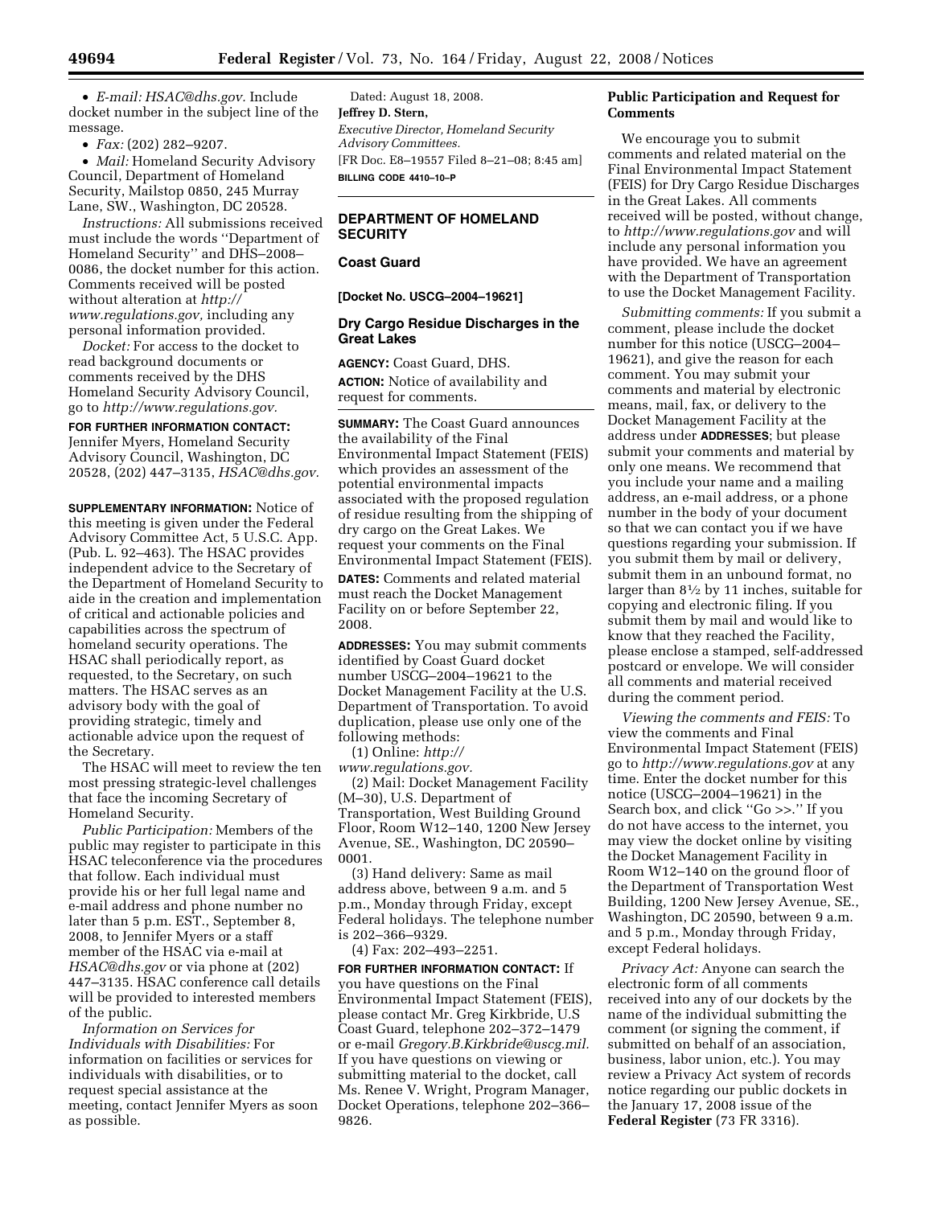- *E-mail: HSAC@dhs.gov.* Include docket number in the subject line of the message.
- *Fax:* (202) 282–9207.
- *Mail:* Homeland Security Advisory Council, Department of Homeland Security, Mailstop 0850, 245 Murray Lane, SW., Washington, DC 20528.

*Instructions:* All submissions received must include the words ''Department of Homeland Security'' and DHS–2008–0086, the docket number for this action. Comments received will be posted without alteration at *http://www.regulations.gov,* including any personal information provided.

*Docket:* For access to the docket to read background documents or comments received by the DHS Homeland Security Advisory Council, go to *http://www.regulations.gov.*

**FOR FURTHER INFORMATION CONTACT:** Jennifer Myers, Homeland Security Advisory Council, Washington, DC 20528, (202) 447–3135, *HSAC@dhs.gov.*

**SUPPLEMENTARY INFORMATION:** Notice of this meeting is given under the Federal Advisory Committee Act, 5 U.S.C. App. (Pub. L. 92–463). The HSAC provides independent advice to the Secretary of the Department of Homeland Security to aide in the creation and implementation of critical and actionable policies and capabilities across the spectrum of homeland security operations. The HSAC shall periodically report, as requested, to the Secretary, on such matters. The HSAC serves as an advisory body with the goal of providing strategic, timely and actionable advice upon the request of the Secretary.

The HSAC will meet to review the ten most pressing strategic-level challenges that face the incoming Secretary of Homeland Security.

*Public Participation:* Members of the public may register to participate in this HSAC teleconference via the procedures that follow. Each individual must provide his or her full legal name and e-mail address and phone number no later than 5 p.m. EST., September 8, 2008, to Jennifer Myers or a staff member of the HSAC via e-mail at *HSAC@dhs.gov* or via phone at (202) 447–3135. HSAC conference call details will be provided to interested members of the public.

*Information on Services for Individuals with Disabilities:* For information on facilities or services for individuals with disabilities, or to request special assistance at the meeting, contact Jennifer Myers as soon as possible.

Dated: August 18, 2008.

**Jeffrey D. Stern,**

*Executive Director, Homeland Security Advisory Committees.*

[FR Doc. E8–19557 Filed 8–21–08; 8:45 am]

**BILLING CODE 4410–10–P**

## DEPARTMENT OF HOMELAND SECURITY

### Coast Guard

**[Docket No. USCG–2004–19621]**

### Dry Cargo Residue Discharges in the Great Lakes

**AGENCY:** Coast Guard, DHS.

**ACTION:** Notice of availability and request for comments.

**SUMMARY:** The Coast Guard announces the availability of the Final Environmental Impact Statement (FEIS) which provides an assessment of the potential environmental impacts associated with the proposed regulation of residue resulting from the shipping of dry cargo on the Great Lakes. We request your comments on the Final Environmental Impact Statement (FEIS).

**DATES:** Comments and related material must reach the Docket Management Facility on or before September 22, 2008.

**ADDRESSES:** You may submit comments identified by Coast Guard docket number USCG–2004–19621 to the Docket Management Facility at the U.S. Department of Transportation. To avoid duplication, please use only one of the following methods:

(1) Online: *http://www.regulations.gov.*

(2) Mail: Docket Management Facility (M–30), U.S. Department of Transportation, West Building Ground Floor, Room W12–140, 1200 New Jersey Avenue, SE., Washington, DC 20590–0001.

(3) Hand delivery: Same as mail address above, between 9 a.m. and 5 p.m., Monday through Friday, except Federal holidays. The telephone number is 202–366–9329.

(4) Fax: 202–493–2251.

**FOR FURTHER INFORMATION CONTACT:** If you have questions on the Final Environmental Impact Statement (FEIS), please contact Mr. Greg Kirkbride, U.S Coast Guard, telephone 202–372–1479 or e-mail *Gregory.B.Kirkbride@uscg.mil.* If you have questions on viewing or submitting material to the docket, call Ms. Renee V. Wright, Program Manager, Docket Operations, telephone 202–366–9826.

**Public Participation and Request for Comments**

We encourage you to submit comments and related material on the Final Environmental Impact Statement (FEIS) for Dry Cargo Residue Discharges in the Great Lakes. All comments received will be posted, without change, to *http://www.regulations.gov* and will include any personal information you have provided. We have an agreement with the Department of Transportation to use the Docket Management Facility.

*Submitting comments:* If you submit a comment, please include the docket number for this notice (USCG–2004–19621), and give the reason for each comment. You may submit your comments and material by electronic means, mail, fax, or delivery to the Docket Management Facility at the address under **ADDRESSES**; but please submit your comments and material by only one means. We recommend that you include your name and a mailing address, an e-mail address, or a phone number in the body of your document so that we can contact you if we have questions regarding your submission. If you submit them by mail or delivery, submit them in an unbound format, no larger than 8½ by 11 inches, suitable for copying and electronic filing. If you submit them by mail and would like to know that they reached the Facility, please enclose a stamped, self-addressed postcard or envelope. We will consider all comments and material received during the comment period.

*Viewing the comments and FEIS:* To view the comments and Final Environmental Impact Statement (FEIS) go to *http://www.regulations.gov* at any time. Enter the docket number for this notice (USCG–2004–19621) in the Search box, and click ''Go >>.'' If you do not have access to the internet, you may view the docket online by visiting the Docket Management Facility in Room W12–140 on the ground floor of the Department of Transportation West Building, 1200 New Jersey Avenue, SE., Washington, DC 20590, between 9 a.m. and 5 p.m., Monday through Friday, except Federal holidays.

*Privacy Act:* Anyone can search the electronic form of all comments received into any of our dockets by the name of the individual submitting the comment (or signing the comment, if submitted on behalf of an association, business, labor union, etc.). You may review a Privacy Act system of records notice regarding our public dockets in the January 17, 2008 issue of the **Federal Register** (73 FR 3316).